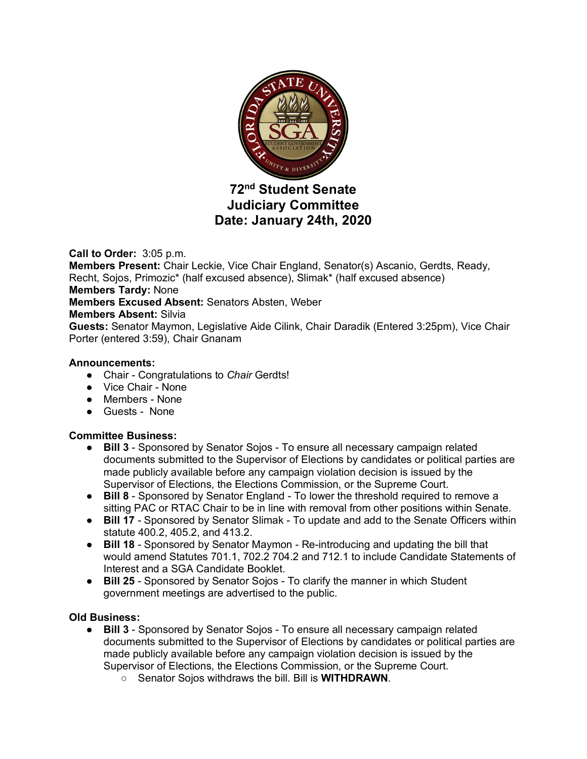# 72nd Student Senate
# Judiciary Committee
# Date: January 24th, 2020

**Call to Order:** 3:05 p.m.
**Members Present:** Chair Leckie, Vice Chair England, Senator(s) Ascanio, Gerdts, Ready, Recht, Sojos, Primozic* (half excused absence), Slimak* (half excused absence)
**Members Tardy:** None
**Members Excused Absent:** Senators Absten, Weber
**Members Absent:** Silvia
**Guests:** Senator Maymon, Legislative Aide Cilink, Chair Daradik (Entered 3:25pm), Vice Chair Porter (entered 3:59), Chair Gnanam

**Announcements:**

- Chair - Congratulations to *Chair* Gerdts!
- Vice Chair - None
- Members - None
- Guests - None

**Committee Business:**

- **Bill 3** - Sponsored by Senator Sojos - To ensure all necessary campaign related documents submitted to the Supervisor of Elections by candidates or political parties are made publicly available before any campaign violation decision is issued by the Supervisor of Elections, the Elections Commission, or the Supreme Court.
- **Bill 8** - Sponsored by Senator England - To lower the threshold required to remove a sitting PAC or RTAC Chair to be in line with removal from other positions within Senate.
- **Bill 17** - Sponsored by Senator Slimak - To update and add to the Senate Officers within statute 400.2, 405.2, and 413.2.
- **Bill 18** - Sponsored by Senator Maymon - Re-introducing and updating the bill that would amend Statutes 701.1, 702.2 704.2 and 712.1 to include Candidate Statements of Interest and a SGA Candidate Booklet.
- **Bill 25** - Sponsored by Senator Sojos - To clarify the manner in which Student government meetings are advertised to the public.

**Old Business:**

- **Bill 3** - Sponsored by Senator Sojos - To ensure all necessary campaign related documents submitted to the Supervisor of Elections by candidates or political parties are made publicly available before any campaign violation decision is issued by the Supervisor of Elections, the Elections Commission, or the Supreme Court.
  - Senator Sojos withdraws the bill. Bill is **WITHDRAWN**.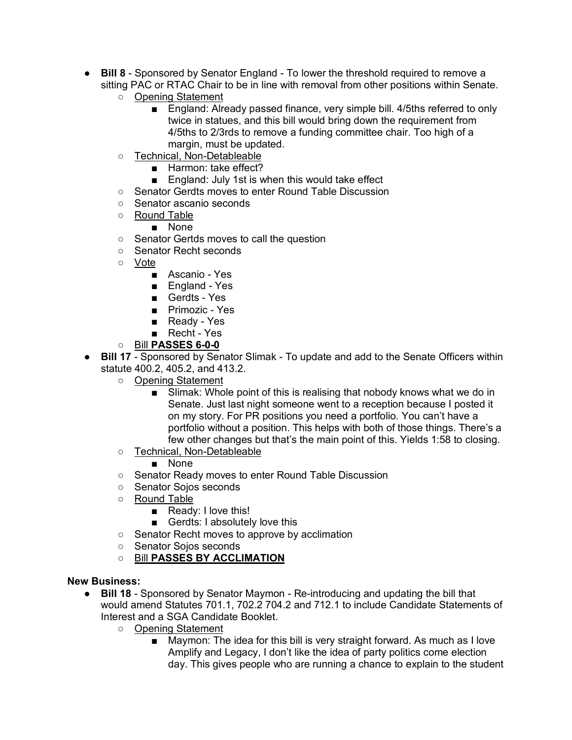- **Bill 8** - Sponsored by Senator England - To lower the threshold required to remove a sitting PAC or RTAC Chair to be in line with removal from other positions within Senate.
  - Opening Statement
    - England: Already passed finance, very simple bill. 4/5ths referred to only twice in statues, and this bill would bring down the requirement from 4/5ths to 2/3rds to remove a funding committee chair. Too high of a margin, must be updated.
  - Technical, Non-Detableable
    - Harmon: take effect?
    - England: July 1st is when this would take effect
  - Senator Gerdts moves to enter Round Table Discussion
  - Senator ascanio seconds
  - Round Table
    - None
  - Senator Gertds moves to call the question
  - Senator Recht seconds
  - Vote
    - Ascanio - Yes
    - England - Yes
    - Gerdts - Yes
    - Primozic - Yes
    - Ready - Yes
    - Recht - Yes
  - Bill **PASSES 6-0-0**
- **Bill 17** - Sponsored by Senator Slimak - To update and add to the Senate Officers within statute 400.2, 405.2, and 413.2.
  - Opening Statement
    - Slimak: Whole point of this is realising that nobody knows what we do in Senate. Just last night someone went to a reception because I posted it on my story. For PR positions you need a portfolio. You can't have a portfolio without a position. This helps with both of those things. There's a few other changes but that's the main point of this. Yields 1:58 to closing.
  - Technical, Non-Detableable
    - None
  - Senator Ready moves to enter Round Table Discussion
  - Senator Sojos seconds
  - Round Table
    - Ready: I love this!
    - Gerdts: I absolutely love this
  - Senator Recht moves to approve by acclimation
  - Senator Sojos seconds
  - Bill **PASSES BY ACCLIMATION**

**New Business:**

- **Bill 18** - Sponsored by Senator Maymon - Re-introducing and updating the bill that would amend Statutes 701.1, 702.2 704.2 and 712.1 to include Candidate Statements of Interest and a SGA Candidate Booklet.
  - Opening Statement
    - Maymon: The idea for this bill is very straight forward. As much as I love Amplify and Legacy, I don't like the idea of party politics come election day. This gives people who are running a chance to explain to the student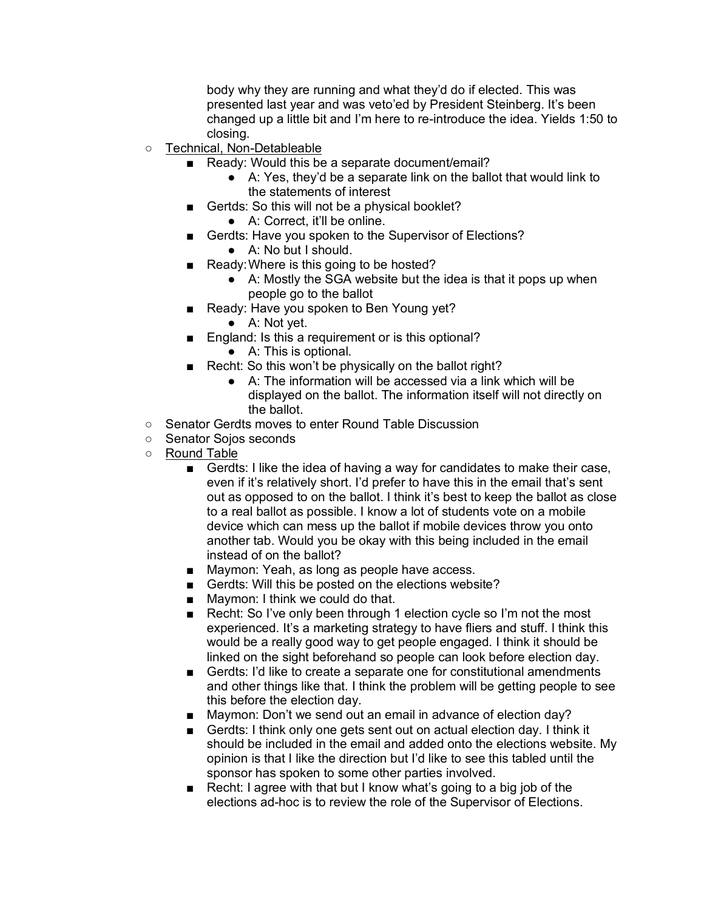body why they are running and what they'd do if elected. This was presented last year and was veto'ed by President Steinberg. It's been changed up a little bit and I'm here to re-introduce the idea. Yields 1:50 to closing.

- Technical, Non-Detableable
  - Ready: Would this be a separate document/email?
    - A: Yes, they'd be a separate link on the ballot that would link to the statements of interest
  - Gertds: So this will not be a physical booklet?
    - A: Correct, it'll be online.
  - Gerdts: Have you spoken to the Supervisor of Elections?
    - A: No but I should.
  - Ready: Where is this going to be hosted?
    - A: Mostly the SGA website but the idea is that it pops up when people go to the ballot
  - Ready: Have you spoken to Ben Young yet?
    - A: Not yet.
  - England: Is this a requirement or is this optional?
    - A: This is optional.
  - Recht: So this won't be physically on the ballot right?
    - A: The information will be accessed via a link which will be displayed on the ballot. The information itself will not directly on the ballot.
- Senator Gerdts moves to enter Round Table Discussion
- Senator Sojos seconds
- Round Table
  - Gerdts: I like the idea of having a way for candidates to make their case, even if it's relatively short. I'd prefer to have this in the email that's sent out as opposed to on the ballot. I think it's best to keep the ballot as close to a real ballot as possible. I know a lot of students vote on a mobile device which can mess up the ballot if mobile devices throw you onto another tab. Would you be okay with this being included in the email instead of on the ballot?
  - Maymon: Yeah, as long as people have access.
  - Gerdts: Will this be posted on the elections website?
  - Maymon: I think we could do that.
  - Recht: So I've only been through 1 election cycle so I'm not the most experienced. It's a marketing strategy to have fliers and stuff. I think this would be a really good way to get people engaged. I think it should be linked on the sight beforehand so people can look before election day.
  - Gerdts: I'd like to create a separate one for constitutional amendments and other things like that. I think the problem will be getting people to see this before the election day.
  - Maymon: Don't we send out an email in advance of election day?
  - Gerdts: I think only one gets sent out on actual election day. I think it should be included in the email and added onto the elections website. My opinion is that I like the direction but I'd like to see this tabled until the sponsor has spoken to some other parties involved.
  - Recht: I agree with that but I know what's going to a big job of the elections ad-hoc is to review the role of the Supervisor of Elections.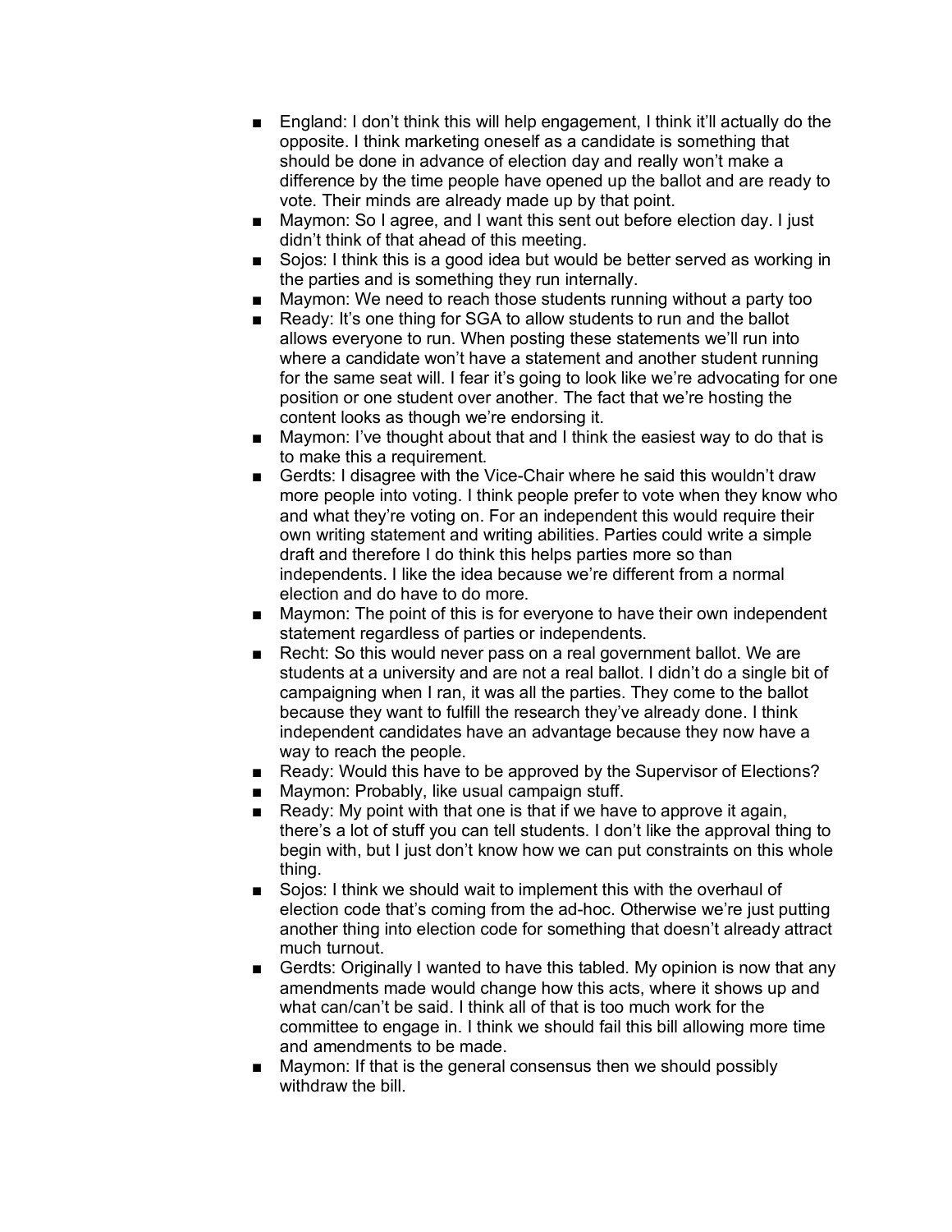- England: I don't think this will help engagement, I think it'll actually do the opposite. I think marketing oneself as a candidate is something that should be done in advance of election day and really won't make a difference by the time people have opened up the ballot and are ready to vote. Their minds are already made up by that point.
- Maymon: So I agree, and I want this sent out before election day. I just didn't think of that ahead of this meeting.
- Sojos: I think this is a good idea but would be better served as working in the parties and is something they run internally.
- Maymon: We need to reach those students running without a party too
- Ready: It's one thing for SGA to allow students to run and the ballot allows everyone to run. When posting these statements we'll run into where a candidate won't have a statement and another student running for the same seat will. I fear it's going to look like we're advocating for one position or one student over another. The fact that we're hosting the content looks as though we're endorsing it.
- Maymon: I've thought about that and I think the easiest way to do that is to make this a requirement.
- Gerdts: I disagree with the Vice-Chair where he said this wouldn't draw more people into voting. I think people prefer to vote when they know who and what they're voting on. For an independent this would require their own writing statement and writing abilities. Parties could write a simple draft and therefore I do think this helps parties more so than independents. I like the idea because we're different from a normal election and do have to do more.
- Maymon: The point of this is for everyone to have their own independent statement regardless of parties or independents.
- Recht: So this would never pass on a real government ballot. We are students at a university and are not a real ballot. I didn't do a single bit of campaigning when I ran, it was all the parties. They come to the ballot because they want to fulfill the research they've already done. I think independent candidates have an advantage because they now have a way to reach the people.
- Ready: Would this have to be approved by the Supervisor of Elections?
- Maymon: Probably, like usual campaign stuff.
- Ready: My point with that one is that if we have to approve it again, there's a lot of stuff you can tell students. I don't like the approval thing to begin with, but I just don't know how we can put constraints on this whole thing.
- Sojos: I think we should wait to implement this with the overhaul of election code that's coming from the ad-hoc. Otherwise we're just putting another thing into election code for something that doesn't already attract much turnout.
- Gerdts: Originally I wanted to have this tabled. My opinion is now that any amendments made would change how this acts, where it shows up and what can/can't be said. I think all of that is too much work for the committee to engage in. I think we should fail this bill allowing more time and amendments to be made.
- Maymon: If that is the general consensus then we should possibly withdraw the bill.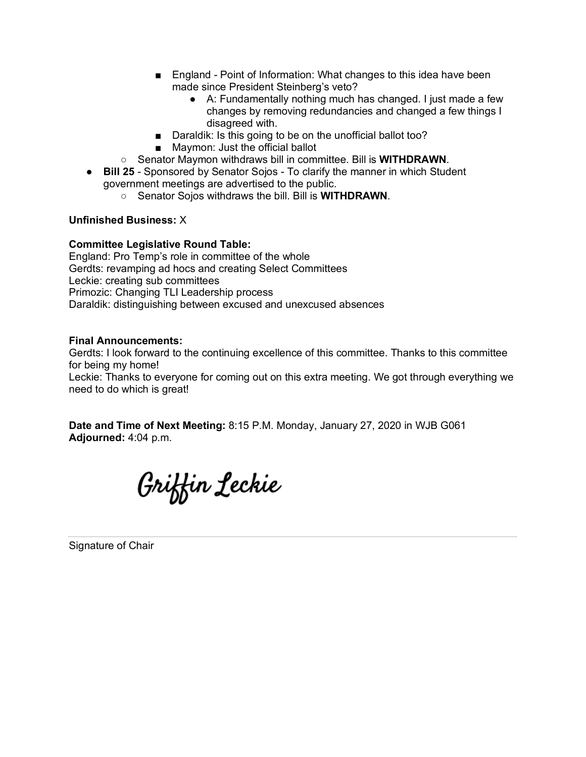- England - Point of Information: What changes to this idea have been made since President Steinberg's veto?
            - A: Fundamentally nothing much has changed. I just made a few changes by removing redundancies and changed a few things I disagreed with.
        - Daraldik: Is this going to be on the unofficial ballot too?
        - Maymon: Just the official ballot
    - Senator Maymon withdraws bill in committee. Bill is **WITHDRAWN**.
- **Bill 25** - Sponsored by Senator Sojos - To clarify the manner in which Student government meetings are advertised to the public.
    - Senator Sojos withdraws the bill. Bill is **WITHDRAWN**.

**Unfinished Business:** X

**Committee Legislative Round Table:**
England: Pro Temp's role in committee of the whole
Gerdts: revamping ad hocs and creating Select Committees
Leckie: creating sub committees
Primozic: Changing TLI Leadership process
Daraldik: distinguishing between excused and unexcused absences

**Final Announcements:**
Gerdts: I look forward to the continuing excellence of this committee. Thanks to this committee for being my home!
Leckie: Thanks to everyone for coming out on this extra meeting. We got through everything we need to do which is great!

**Date and Time of Next Meeting:** 8:15 P.M. Monday, January 27, 2020 in WJB G061
**Adjourned:** 4:04 p.m.

Griffin Leckie

Signature of Chair